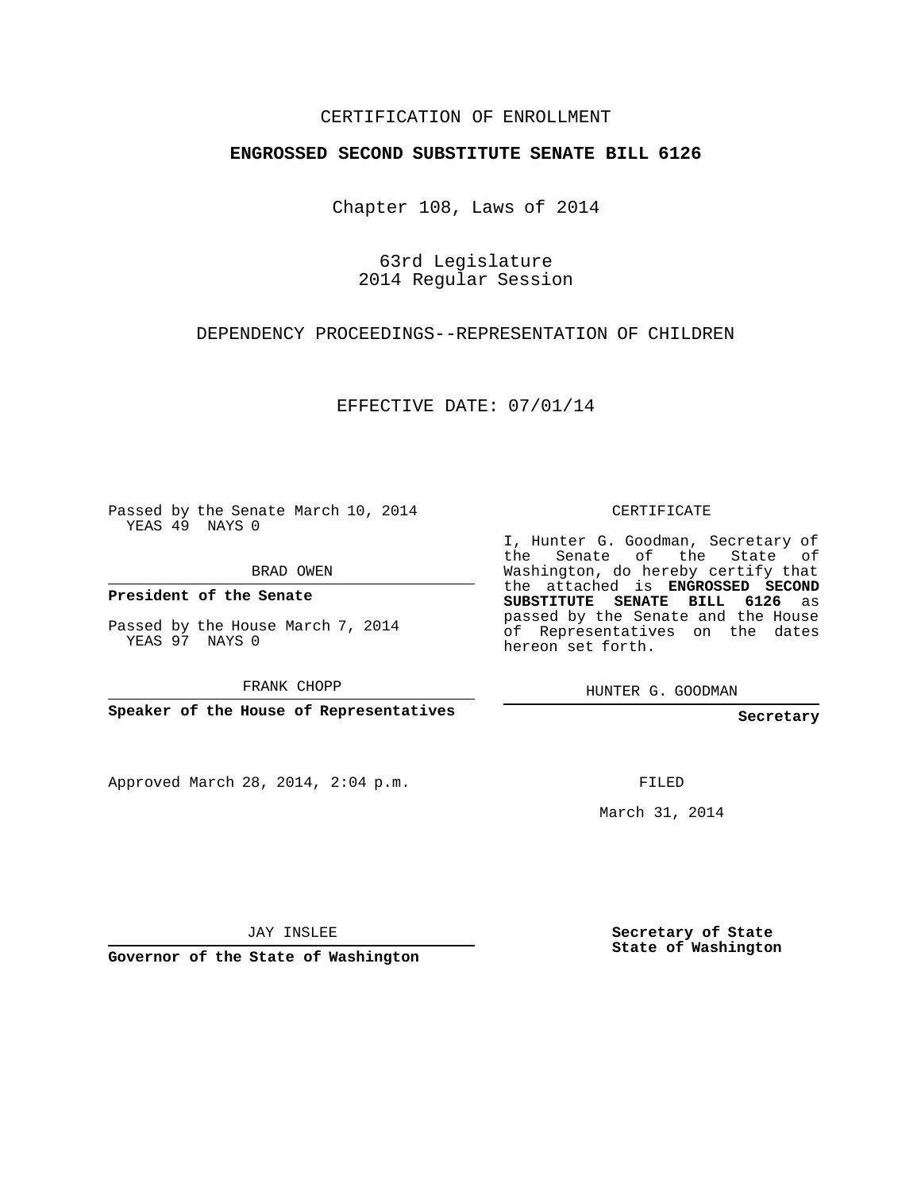CERTIFICATION OF ENROLLMENT

**ENGROSSED SECOND SUBSTITUTE SENATE BILL 6126**

Chapter 108, Laws of 2014

63rd Legislature
2014 Regular Session

DEPENDENCY PROCEEDINGS--REPRESENTATION OF CHILDREN

EFFECTIVE DATE: 07/01/14

Passed by the Senate March 10, 2014
YEAS 49 NAYS 0

BRAD OWEN

**President of the Senate**

Passed by the House March 7, 2014
YEAS 97 NAYS 0

FRANK CHOPP

**Speaker of the House of Representatives**

Approved March 28, 2014, 2:04 p.m.

JAY INSLEE

**Governor of the State of Washington**

CERTIFICATE

I, Hunter G. Goodman, Secretary of the Senate of the State of Washington, do hereby certify that the attached is **ENGROSSED SECOND SUBSTITUTE SENATE BILL 6126** as passed by the Senate and the House of Representatives on the dates hereon set forth.

HUNTER G. GOODMAN

**Secretary**

FILED

March 31, 2014

**Secretary of State**
**State of Washington**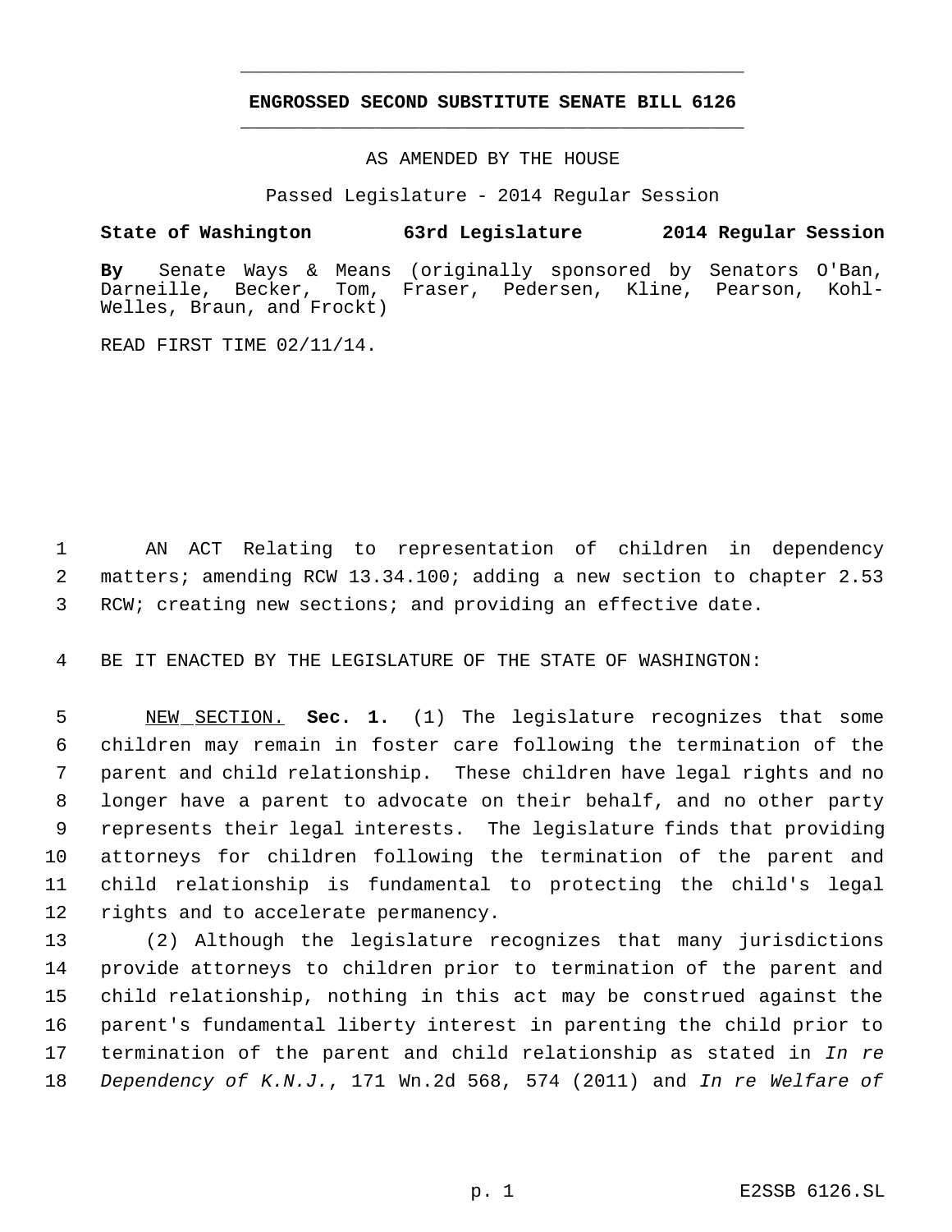# ENGROSSED SECOND SUBSTITUTE SENATE BILL 6126

AS AMENDED BY THE HOUSE

Passed Legislature - 2014 Regular Session

**State of Washington 63rd Legislature 2014 Regular Session**

**By** Senate Ways & Means (originally sponsored by Senators O'Ban, Darneille, Becker, Tom, Fraser, Pedersen, Kline, Pearson, Kohl-Welles, Braun, and Frockt)

READ FIRST TIME 02/11/14.

AN ACT Relating to representation of children in dependency matters; amending RCW 13.34.100; adding a new section to chapter 2.53 RCW; creating new sections; and providing an effective date.

BE IT ENACTED BY THE LEGISLATURE OF THE STATE OF WASHINGTON:

NEW SECTION. **Sec. 1.** (1) The legislature recognizes that some children may remain in foster care following the termination of the parent and child relationship. These children have legal rights and no longer have a parent to advocate on their behalf, and no other party represents their legal interests. The legislature finds that providing attorneys for children following the termination of the parent and child relationship is fundamental to protecting the child's legal rights and to accelerate permanency.

(2) Although the legislature recognizes that many jurisdictions provide attorneys to children prior to termination of the parent and child relationship, nothing in this act may be construed against the parent's fundamental liberty interest in parenting the child prior to termination of the parent and child relationship as stated in *In re Dependency of K.N.J.*, 171 Wn.2d 568, 574 (2011) and *In re Welfare of*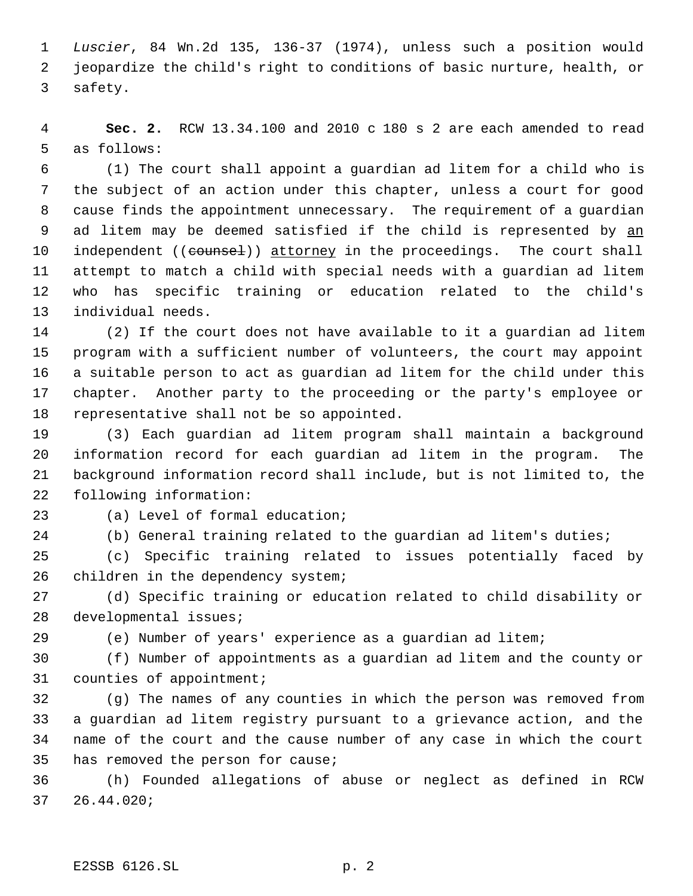*Luscier*, 84 Wn.2d 135, 136-37 (1974), unless such a position would jeopardize the child's right to conditions of basic nurture, health, or safety.

**Sec. 2.** RCW 13.34.100 and 2010 c 180 s 2 are each amended to read as follows:

(1) The court shall appoint a guardian ad litem for a child who is the subject of an action under this chapter, unless a court for good cause finds the appointment unnecessary. The requirement of a guardian ad litem may be deemed satisfied if the child is represented by <u>an</u> independent ((~~counsel~~)) <u>attorney</u> in the proceedings. The court shall attempt to match a child with special needs with a guardian ad litem who has specific training or education related to the child's individual needs.

(2) If the court does not have available to it a guardian ad litem program with a sufficient number of volunteers, the court may appoint a suitable person to act as guardian ad litem for the child under this chapter. Another party to the proceeding or the party's employee or representative shall not be so appointed.

(3) Each guardian ad litem program shall maintain a background information record for each guardian ad litem in the program. The background information record shall include, but is not limited to, the following information:

(a) Level of formal education;

(b) General training related to the guardian ad litem's duties;

(c) Specific training related to issues potentially faced by children in the dependency system;

(d) Specific training or education related to child disability or developmental issues;

(e) Number of years' experience as a guardian ad litem;

(f) Number of appointments as a guardian ad litem and the county or counties of appointment;

(g) The names of any counties in which the person was removed from a guardian ad litem registry pursuant to a grievance action, and the name of the court and the cause number of any case in which the court has removed the person for cause;

(h) Founded allegations of abuse or neglect as defined in RCW 26.44.020;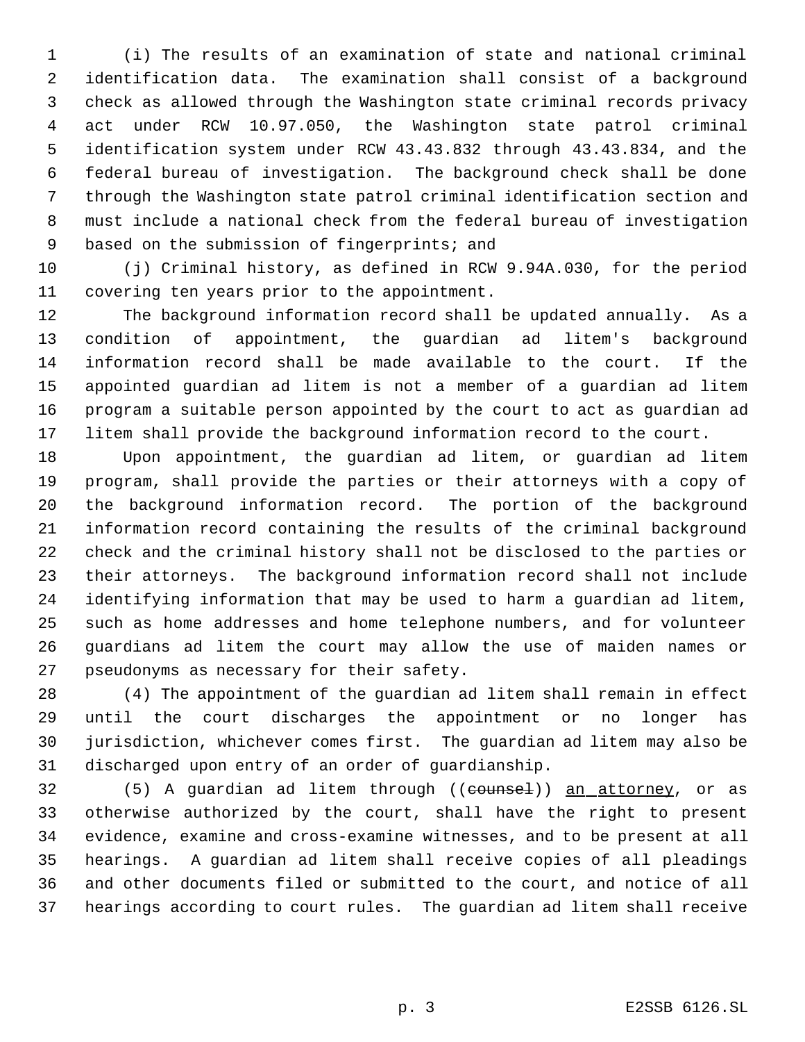(i) The results of an examination of state and national criminal identification data. The examination shall consist of a background check as allowed through the Washington state criminal records privacy act under RCW 10.97.050, the Washington state patrol criminal identification system under RCW 43.43.832 through 43.43.834, and the federal bureau of investigation. The background check shall be done through the Washington state patrol criminal identification section and must include a national check from the federal bureau of investigation based on the submission of fingerprints; and

(j) Criminal history, as defined in RCW 9.94A.030, for the period covering ten years prior to the appointment.

The background information record shall be updated annually. As a condition of appointment, the guardian ad litem's background information record shall be made available to the court. If the appointed guardian ad litem is not a member of a guardian ad litem program a suitable person appointed by the court to act as guardian ad litem shall provide the background information record to the court.

Upon appointment, the guardian ad litem, or guardian ad litem program, shall provide the parties or their attorneys with a copy of the background information record. The portion of the background information record containing the results of the criminal background check and the criminal history shall not be disclosed to the parties or their attorneys. The background information record shall not include identifying information that may be used to harm a guardian ad litem, such as home addresses and home telephone numbers, and for volunteer guardians ad litem the court may allow the use of maiden names or pseudonyms as necessary for their safety.

(4) The appointment of the guardian ad litem shall remain in effect until the court discharges the appointment or no longer has jurisdiction, whichever comes first. The guardian ad litem may also be discharged upon entry of an order of guardianship.

(5) A guardian ad litem through ((~~counsel~~)) <u>an attorney</u>, or as otherwise authorized by the court, shall have the right to present evidence, examine and cross-examine witnesses, and to be present at all hearings. A guardian ad litem shall receive copies of all pleadings and other documents filed or submitted to the court, and notice of all hearings according to court rules. The guardian ad litem shall receive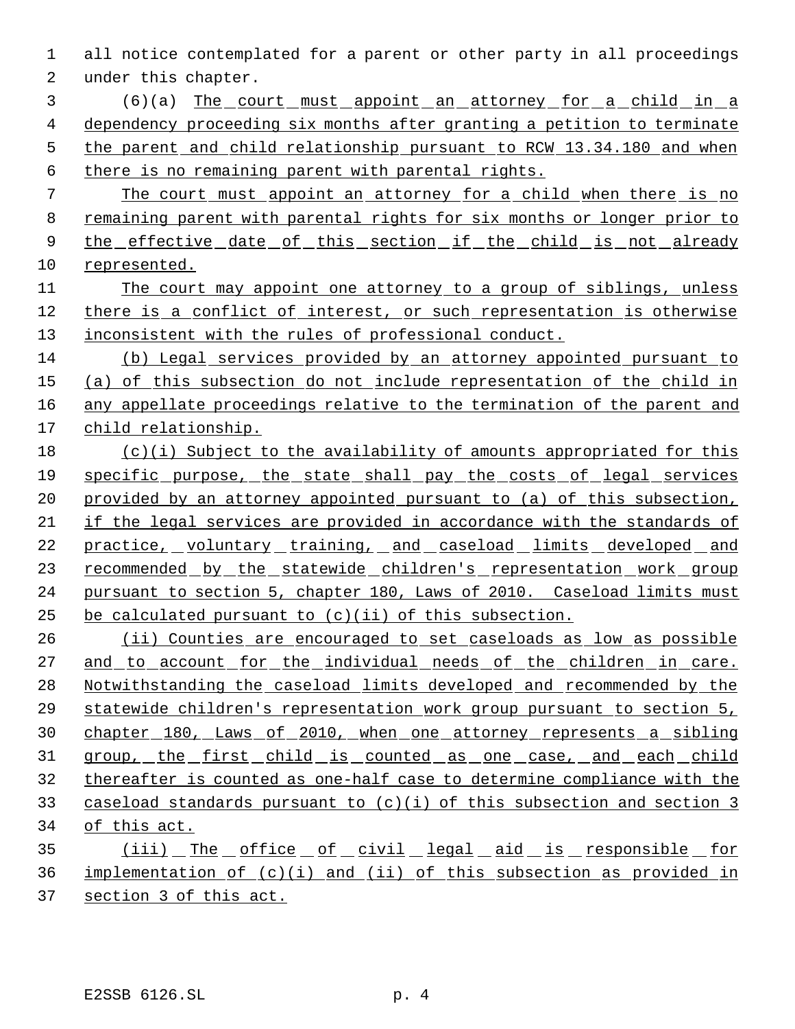all notice contemplated for a parent or other party in all proceedings under this chapter.

(6)(a) The court must appoint an attorney for a child in a dependency proceeding six months after granting a petition to terminate the parent and child relationship pursuant to RCW 13.34.180 and when there is no remaining parent with parental rights.

The court must appoint an attorney for a child when there is no remaining parent with parental rights for six months or longer prior to the effective date of this section if the child is not already represented.

The court may appoint one attorney to a group of siblings, unless there is a conflict of interest, or such representation is otherwise inconsistent with the rules of professional conduct.

(b) Legal services provided by an attorney appointed pursuant to (a) of this subsection do not include representation of the child in any appellate proceedings relative to the termination of the parent and child relationship.

(c)(i) Subject to the availability of amounts appropriated for this specific purpose, the state shall pay the costs of legal services provided by an attorney appointed pursuant to (a) of this subsection, if the legal services are provided in accordance with the standards of practice, voluntary training, and caseload limits developed and recommended by the statewide children's representation work group pursuant to section 5, chapter 180, Laws of 2010. Caseload limits must be calculated pursuant to (c)(ii) of this subsection.

(ii) Counties are encouraged to set caseloads as low as possible and to account for the individual needs of the children in care. Notwithstanding the caseload limits developed and recommended by the statewide children's representation work group pursuant to section 5, chapter 180, Laws of 2010, when one attorney represents a sibling group, the first child is counted as one case, and each child thereafter is counted as one-half case to determine compliance with the caseload standards pursuant to (c)(i) of this subsection and section 3 of this act.

(iii) The office of civil legal aid is responsible for implementation of (c)(i) and (ii) of this subsection as provided in section 3 of this act.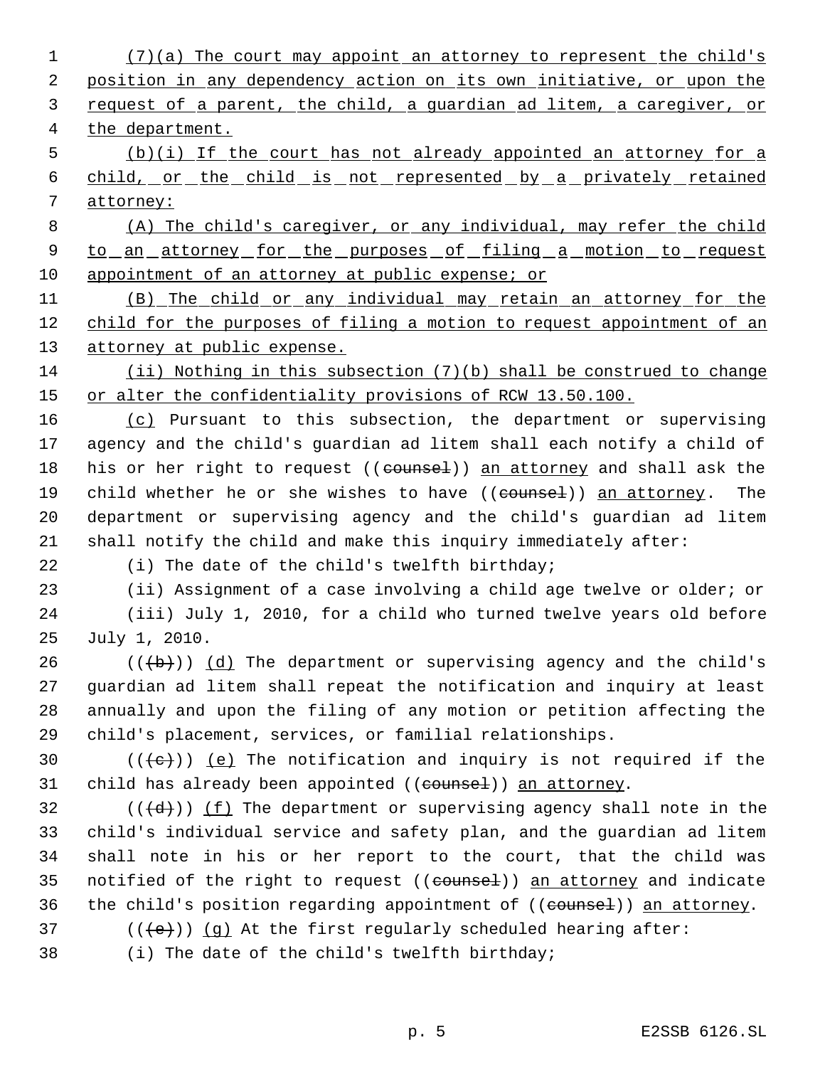(7)(a) The court may appoint an attorney to represent the child's position in any dependency action on its own initiative, or upon the request of a parent, the child, a guardian ad litem, a caregiver, or the department.

(b)(i) If the court has not already appointed an attorney for a child, or the child is not represented by a privately retained attorney:

(A) The child's caregiver, or any individual, may refer the child to an attorney for the purposes of filing a motion to request appointment of an attorney at public expense; or

(B) The child or any individual may retain an attorney for the child for the purposes of filing a motion to request appointment of an attorney at public expense.

(ii) Nothing in this subsection (7)(b) shall be construed to change or alter the confidentiality provisions of RCW 13.50.100.

(c) Pursuant to this subsection, the department or supervising agency and the child's guardian ad litem shall each notify a child of his or her right to request ((~~counsel~~)) an attorney and shall ask the child whether he or she wishes to have ((~~counsel~~)) an attorney. The department or supervising agency and the child's guardian ad litem shall notify the child and make this inquiry immediately after:

(i) The date of the child's twelfth birthday;

(ii) Assignment of a case involving a child age twelve or older; or

(iii) July 1, 2010, for a child who turned twelve years old before July 1, 2010.

((~~(b)~~)) (d) The department or supervising agency and the child's guardian ad litem shall repeat the notification and inquiry at least annually and upon the filing of any motion or petition affecting the child's placement, services, or familial relationships.

((~~(c)~~)) (e) The notification and inquiry is not required if the child has already been appointed ((~~counsel~~)) an attorney.

((~~(d)~~)) (f) The department or supervising agency shall note in the child's individual service and safety plan, and the guardian ad litem shall note in his or her report to the court, that the child was notified of the right to request ((~~counsel~~)) an attorney and indicate the child's position regarding appointment of ((~~counsel~~)) an attorney.

((~~(e)~~)) (g) At the first regularly scheduled hearing after:

(i) The date of the child's twelfth birthday;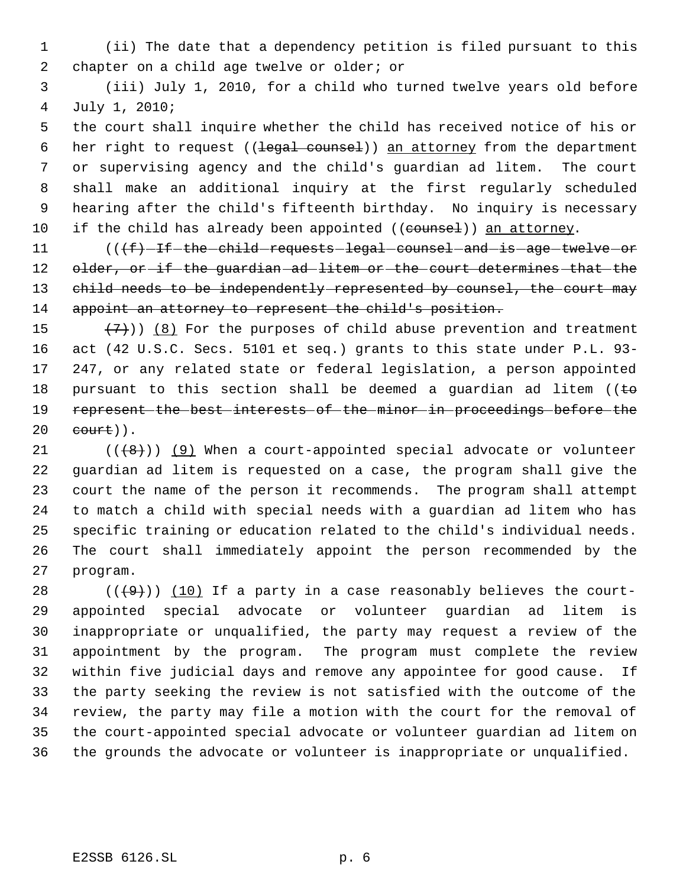(ii) The date that a dependency petition is filed pursuant to this chapter on a child age twelve or older; or

(iii) July 1, 2010, for a child who turned twelve years old before July 1, 2010;

the court shall inquire whether the child has received notice of his or her right to request ((~~legal counsel~~)) <u>an attorney</u> from the department or supervising agency and the child's guardian ad litem. The court shall make an additional inquiry at the first regularly scheduled hearing after the child's fifteenth birthday. No inquiry is necessary if the child has already been appointed ((~~counsel~~)) <u>an attorney</u>.

((~~(f) If the child requests legal counsel and is age twelve or older, or if the guardian ad litem or the court determines that the child needs to be independently represented by counsel, the court may appoint an attorney to represent the child's position.~~

~~(7)~~)) <u>(8)</u> For the purposes of child abuse prevention and treatment act (42 U.S.C. Secs. 5101 et seq.) grants to this state under P.L. 93-247, or any related state or federal legislation, a person appointed pursuant to this section shall be deemed a guardian ad litem ((~~to represent the best interests of the minor in proceedings before the court~~)).

((~~(8)~~)) <u>(9)</u> When a court-appointed special advocate or volunteer guardian ad litem is requested on a case, the program shall give the court the name of the person it recommends. The program shall attempt to match a child with special needs with a guardian ad litem who has specific training or education related to the child's individual needs. The court shall immediately appoint the person recommended by the program.

((~~(9)~~)) <u>(10)</u> If a party in a case reasonably believes the court-appointed special advocate or volunteer guardian ad litem is inappropriate or unqualified, the party may request a review of the appointment by the program. The program must complete the review within five judicial days and remove any appointee for good cause. If the party seeking the review is not satisfied with the outcome of the review, the party may file a motion with the court for the removal of the court-appointed special advocate or volunteer guardian ad litem on the grounds the advocate or volunteer is inappropriate or unqualified.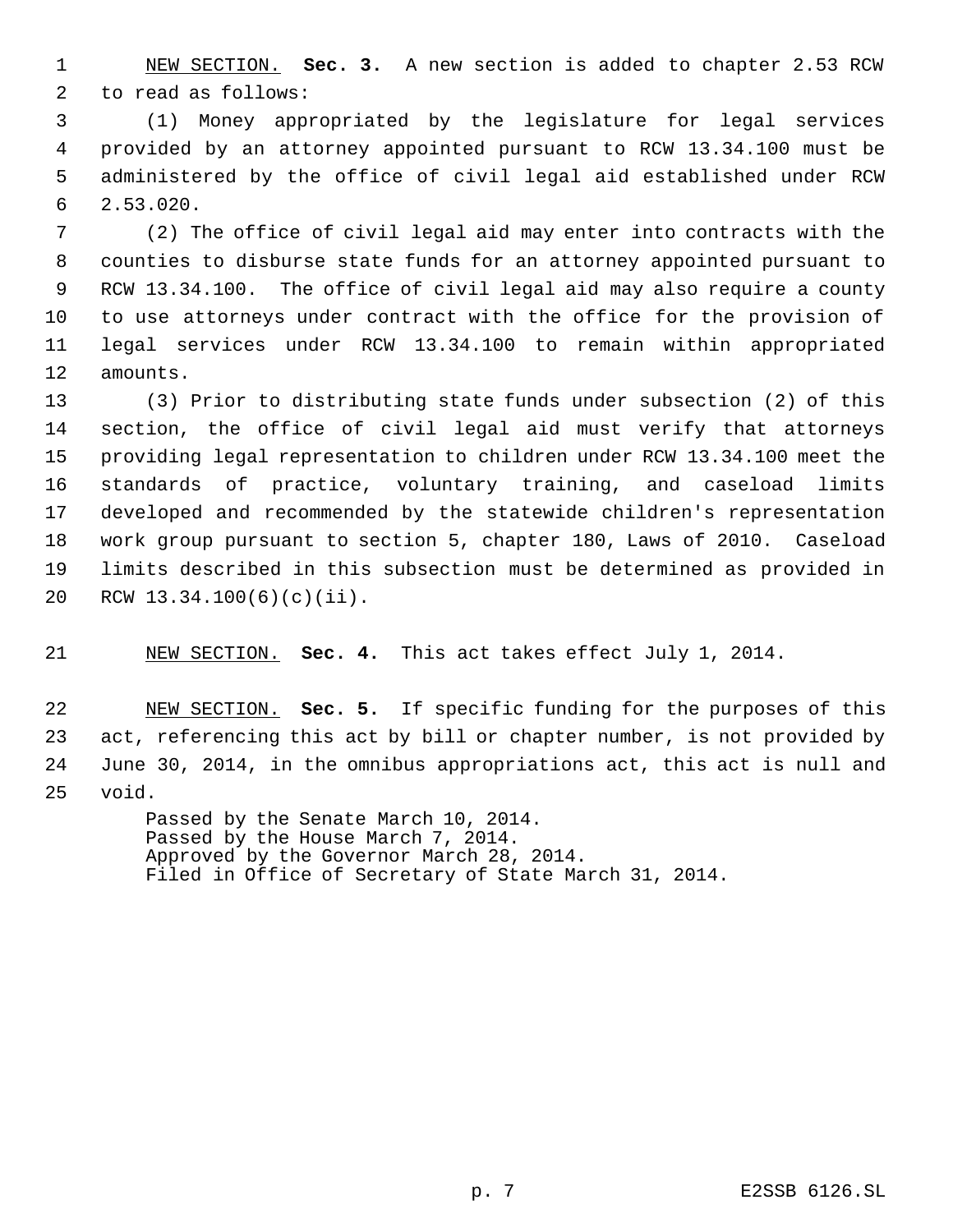NEW SECTION. **Sec. 3.** A new section is added to chapter 2.53 RCW to read as follows:

(1) Money appropriated by the legislature for legal services provided by an attorney appointed pursuant to RCW 13.34.100 must be administered by the office of civil legal aid established under RCW 2.53.020.

(2) The office of civil legal aid may enter into contracts with the counties to disburse state funds for an attorney appointed pursuant to RCW 13.34.100. The office of civil legal aid may also require a county to use attorneys under contract with the office for the provision of legal services under RCW 13.34.100 to remain within appropriated amounts.

(3) Prior to distributing state funds under subsection (2) of this section, the office of civil legal aid must verify that attorneys providing legal representation to children under RCW 13.34.100 meet the standards of practice, voluntary training, and caseload limits developed and recommended by the statewide children's representation work group pursuant to section 5, chapter 180, Laws of 2010. Caseload limits described in this subsection must be determined as provided in RCW 13.34.100(6)(c)(ii).

NEW SECTION. **Sec. 4.** This act takes effect July 1, 2014.

NEW SECTION. **Sec. 5.** If specific funding for the purposes of this act, referencing this act by bill or chapter number, is not provided by June 30, 2014, in the omnibus appropriations act, this act is null and void.

Passed by the Senate March 10, 2014.
Passed by the House March 7, 2014.
Approved by the Governor March 28, 2014.
Filed in Office of Secretary of State March 31, 2014.